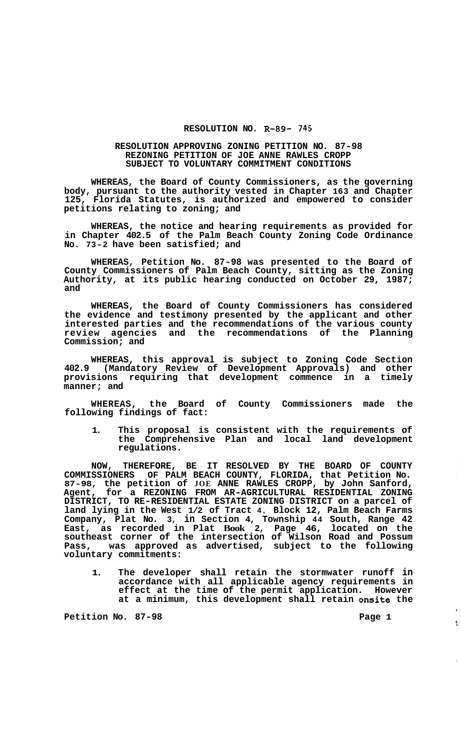# RESOLUTION NO. R-89- 745

## RESOLUTION APPROVING ZONING PETITION NO. 87-98 REZONING PETITION OF JOE ANNE RAWLES CROPP SUBJECT TO VOLUNTARY COMMITMENT CONDITIONS

**WHEREAS, the Board of County Commissioners, as the governing body, pursuant to the authority vested in Chapter 163 and Chapter 125, Florida Statutes, is authorized and empowered to consider petitions relating to zoning; and**

**WHEREAS, the notice and hearing requirements as provided for in Chapter 402.5 of the Palm Beach County Zoning Code Ordinance No. 73-2 have been satisfied; and**

**WHEREAS, Petition No. 87-98 was presented to the Board of County Commissioners of Palm Beach County, sitting as the Zoning Authority, at its public hearing conducted on October 29, 1987; and**

**WHEREAS, the Board of County Commissioners has considered the evidence and testimony presented by the applicant and other interested parties and the recommendations of the various county review agencies and the recommendations of the Planning Commission; and**

**WHEREAS, this approval is subject to Zoning Code Section 402.9 (Mandatory Review of Development Approvals) and other provisions requiring that development commence in a timely manner; and**

**WHEREAS, the Board of County Commissioners made the following findings of fact:**

1. **This proposal is consistent with the requirements of the Comprehensive Plan and local land development regulations.**

**NOW, THEREFORE, BE IT RESOLVED BY THE BOARD OF COUNTY COMMISSIONERS OF PALM BEACH COUNTY, FLORIDA, that Petition No. 87-98, the petition of JOE ANNE RAWLES CROPP, by John Sanford, Agent, for a REZONING FROM AR-AGRICULTURAL RESIDENTIAL ZONING DISTRICT, TO RE-RESIDENTIAL ESTATE ZONING DISTRICT on a parcel of land lying in the West 1/2 of Tract 4, Block 12, Palm Beach Farms Company, Plat No. 3, in Section 4, Township 44 South, Range 42 East, as recorded in Plat Book 2, Page 46, located on the southeast corner of the intersection of Wilson Road and Possum Pass, was approved as advertised, subject to the following voluntary commitments:**

1. **The developer shall retain the stormwater runoff in accordance with all applicable agency requirements in effect at the time of the permit application. However at a minimum, this development shall retain onsite the**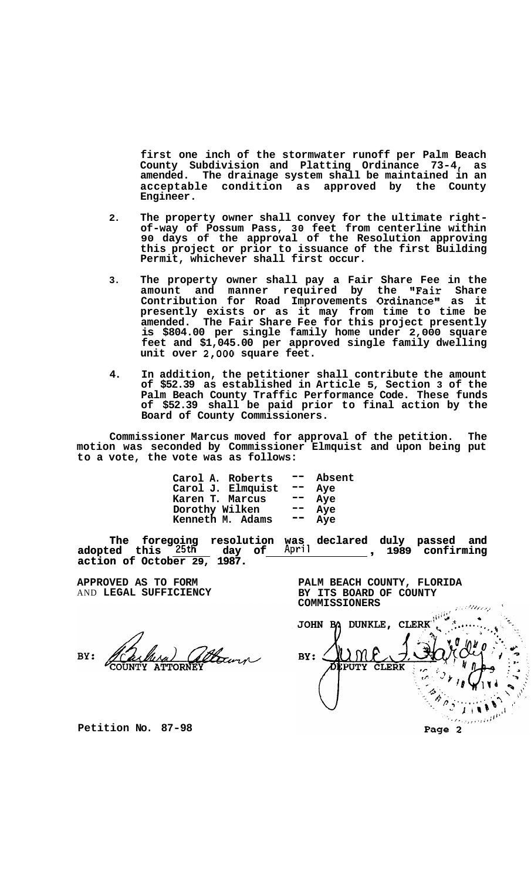first one inch of the stormwater runoff per Palm Beach County Subdivision and Platting Ordinance 73-4, as amended. The drainage system shall be maintained in an acceptable condition as approved by the County Engineer.

2. The property owner shall convey for the ultimate right-of-way of Possum Pass, 30 feet from centerline within 90 days of the approval of the Resolution approving this project or prior to issuance of the first Building Permit, whichever shall first occur.

3. The property owner shall pay a Fair Share Fee in the amount and manner required by the "Fair Share Contribution for Road Improvements Ordinance" as it presently exists or as it may from time to time be amended. The Fair Share Fee for this project presently is $804.00 per single family home under 2,000 square feet and $1,045.00 per approved single family dwelling unit over 2,000 square feet.

4. In addition, the petitioner shall contribute the amount of $52.39 as established in Article 5, Section 3 of the Palm Beach County Traffic Performance Code. These funds of $52.39 shall be paid prior to final action by the Board of County Commissioners.

Commissioner Marcus moved for approval of the petition. The motion was seconded by Commissioner Elmquist and upon being put to a vote, the vote was as follows:

| | | |
|---|---|---|
| Carol A. Roberts | -- | Absent |
| Carol J. Elmquist | -- | Aye |
| Karen T. Marcus | -- | Aye |
| Dorothy Wilken | -- | Aye |
| Kenneth M. Adams | -- | Aye |

The foregoing resolution was declared duly passed and adopted this 25th day of April, 1989 confirming action of October 29, 1987.

APPROVED AS TO FORM AND LEGAL SUFFICIENCY

BY: COUNTY ATTORNEY

PALM BEACH COUNTY, FLORIDA BY ITS BOARD OF COUNTY COMMISSIONERS

JOHN B. DUNKLE, CLERK

BY: DEPUTY CLERK

Petition No. 87-98